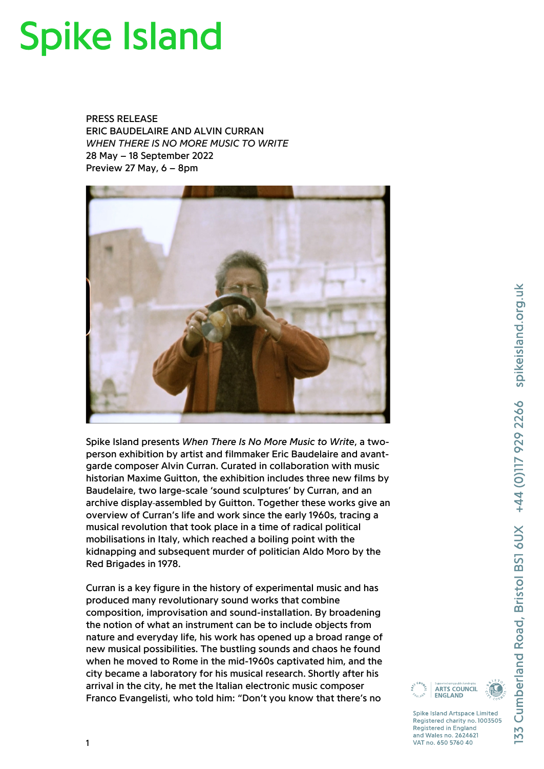# Spike Island

PRESS RELEASE
ERIC BAUDELAIRE AND ALVIN CURRAN
*WHEN THERE IS NO MORE MUSIC TO WRITE*
28 May – 18 September 2022
Preview 27 May, 6 – 8pm

Spike Island presents *When There Is No More Music to Write*, a two-person exhibition by artist and filmmaker Eric Baudelaire and avant-garde composer Alvin Curran. Curated in collaboration with music historian Maxime Guitton, the exhibition includes three new films by Baudelaire, two large-scale 'sound sculptures' by Curran, and an archive display assembled by Guitton. Together these works give an overview of Curran's life and work since the early 1960s, tracing a musical revolution that took place in a time of radical political mobilisations in Italy, which reached a boiling point with the kidnapping and subsequent murder of politician Aldo Moro by the Red Brigades in 1978.

Curran is a key figure in the history of experimental music and has produced many revolutionary sound works that combine composition, improvisation and sound-installation. By broadening the notion of what an instrument can be to include objects from nature and everyday life, his work has opened up a broad range of new musical possibilities. The bustling sounds and chaos he found when he moved to Rome in the mid-1960s captivated him, and the city became a laboratory for his musical research. Shortly after his arrival in the city, he met the Italian electronic music composer Franco Evangelisti, who told him: "Don't you know that there's no

Spike Island Artspace Limited
Registered charity no. 1003505
Registered in England and Wales no. 2624621
VAT no. 650 5760 40

133 Cumberland Road, Bristol BS1 6UX +44 (0)117 929 2266 spikeisland.org.uk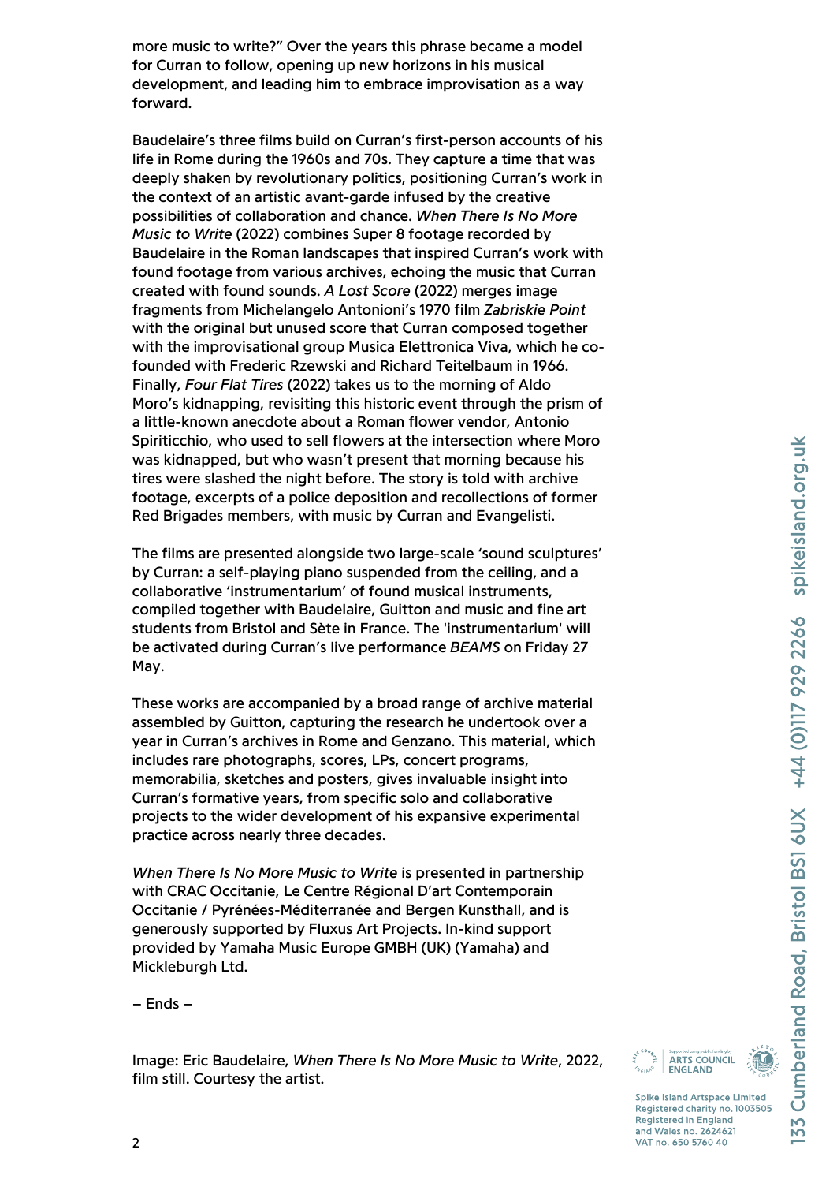more music to write?" Over the years this phrase became a model for Curran to follow, opening up new horizons in his musical development, and leading him to embrace improvisation as a way forward.

Baudelaire's three films build on Curran's first-person accounts of his life in Rome during the 1960s and 70s. They capture a time that was deeply shaken by revolutionary politics, positioning Curran's work in the context of an artistic avant-garde infused by the creative possibilities of collaboration and chance. *When There Is No More Music to Write* (2022) combines Super 8 footage recorded by Baudelaire in the Roman landscapes that inspired Curran's work with found footage from various archives, echoing the music that Curran created with found sounds. *A Lost Score* (2022) merges image fragments from Michelangelo Antonioni's 1970 film *Zabriskie Point* with the original but unused score that Curran composed together with the improvisational group Musica Elettronica Viva, which he co-founded with Frederic Rzewski and Richard Teitelbaum in 1966. Finally, *Four Flat Tires* (2022) takes us to the morning of Aldo Moro's kidnapping, revisiting this historic event through the prism of a little-known anecdote about a Roman flower vendor, Antonio Spiriticchio, who used to sell flowers at the intersection where Moro was kidnapped, but who wasn't present that morning because his tires were slashed the night before. The story is told with archive footage, excerpts of a police deposition and recollections of former Red Brigades members, with music by Curran and Evangelisti.

The films are presented alongside two large-scale 'sound sculptures' by Curran: a self-playing piano suspended from the ceiling, and a collaborative 'instrumentarium' of found musical instruments, compiled together with Baudelaire, Guitton and music and fine art students from Bristol and Sète in France. The 'instrumentarium' will be activated during Curran's live performance *BEAMS* on Friday 27 May.

These works are accompanied by a broad range of archive material assembled by Guitton, capturing the research he undertook over a year in Curran's archives in Rome and Genzano. This material, which includes rare photographs, scores, LPs, concert programs, memorabilia, sketches and posters, gives invaluable insight into Curran's formative years, from specific solo and collaborative projects to the wider development of his expansive experimental practice across nearly three decades.

*When There Is No More Music to Write* is presented in partnership with CRAC Occitanie, Le Centre Régional D'art Contemporain Occitanie / Pyrénées-Méditerranée and Bergen Kunsthall, and is generously supported by Fluxus Art Projects. In-kind support provided by Yamaha Music Europe GMBH (UK) (Yamaha) and Mickleburgh Ltd.

– Ends –

Image: Eric Baudelaire, *When There Is No More Music to Write*, 2022, film still. Courtesy the artist.

Spike Island Artspace Limited
Registered charity no. 1003505
Registered in England and Wales no. 2624621
VAT no. 650 5760 40

133 Cumberland Road, Bristol BS1 6UX +44 (0)117 929 2266 spikeisland.org.uk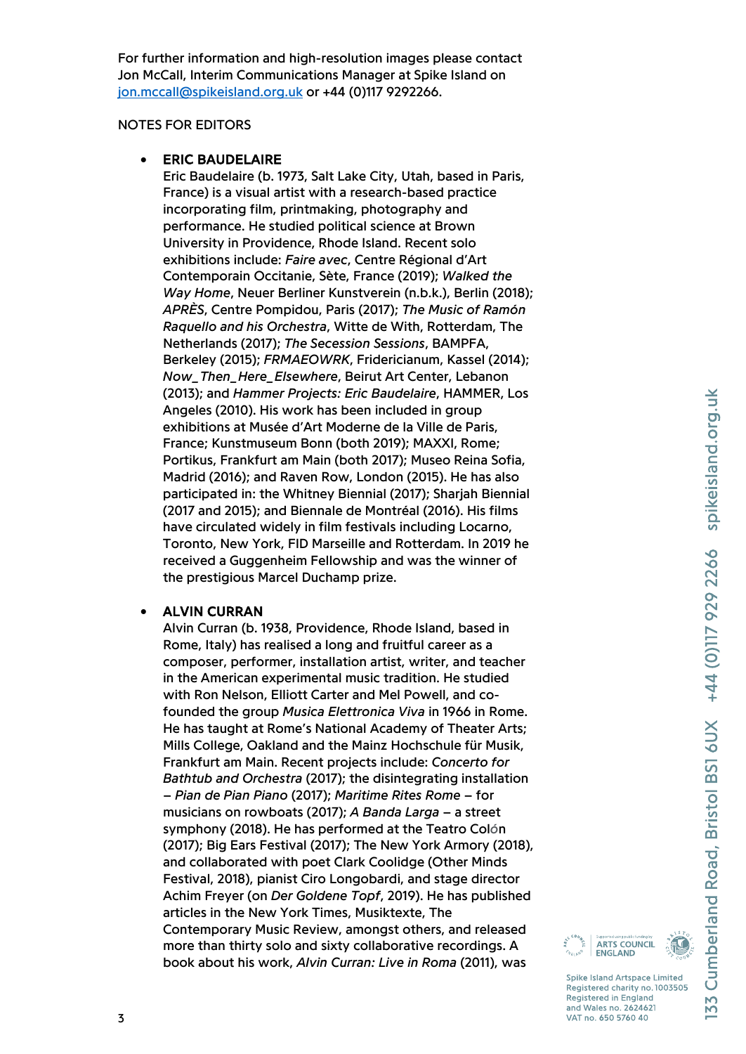For further information and high-resolution images please contact Jon McCall, Interim Communications Manager at Spike Island on [jon.mccall@spikeisland.org.uk](mailto:jon.mccall@spikeisland.org.uk) or +44 (0)117 9292266.

NOTES FOR EDITORS

- **ERIC BAUDELAIRE**
  Eric Baudelaire (b. 1973, Salt Lake City, Utah, based in Paris, France) is a visual artist with a research-based practice incorporating film, printmaking, photography and performance. He studied political science at Brown University in Providence, Rhode Island. Recent solo exhibitions include: *Faire avec*, Centre Régional d'Art Contemporain Occitanie, Sète, France (2019); *Walked the Way Home*, Neuer Berliner Kunstverein (n.b.k.), Berlin (2018); *APRÈS*, Centre Pompidou, Paris (2017); *The Music of Ramón Raquello and his Orchestra*, Witte de With, Rotterdam, The Netherlands (2017); *The Secession Sessions*, BAMPFA, Berkeley (2015); *FRMAEOWRK*, Fridericianum, Kassel (2014); *Now_Then_Here_Elsewhere*, Beirut Art Center, Lebanon (2013); and *Hammer Projects: Eric Baudelaire*, HAMMER, Los Angeles (2010). His work has been included in group exhibitions at Musée d'Art Moderne de la Ville de Paris, France; Kunstmuseum Bonn (both 2019); MAXXI, Rome; Portikus, Frankfurt am Main (both 2017); Museo Reina Sofia, Madrid (2016); and Raven Row, London (2015). He has also participated in: the Whitney Biennial (2017); Sharjah Biennial (2017 and 2015); and Biennale de Montréal (2016). His films have circulated widely in film festivals including Locarno, Toronto, New York, FID Marseille and Rotterdam. In 2019 he received a Guggenheim Fellowship and was the winner of the prestigious Marcel Duchamp prize.

- **ALVIN CURRAN**
  Alvin Curran (b. 1938, Providence, Rhode Island, based in Rome, Italy) has realised a long and fruitful career as a composer, performer, installation artist, writer, and teacher in the American experimental music tradition. He studied with Ron Nelson, Elliott Carter and Mel Powell, and co-founded the group *Musica Elettronica Viva* in 1966 in Rome. He has taught at Rome's National Academy of Theater Arts; Mills College, Oakland and the Mainz Hochschule für Musik, Frankfurt am Main. Recent projects include: *Concerto for Bathtub and Orchestra* (2017); the disintegrating installation – *Pian de Pian Piano* (2017); *Maritime Rites Rome* – for musicians on rowboats (2017); *A Banda Larga* – a street symphony (2018). He has performed at the Teatro Colón (2017); Big Ears Festival (2017); The New York Armory (2018), and collaborated with poet Clark Coolidge (Other Minds Festival, 2018), pianist Ciro Longobardi, and stage director Achim Freyer (on *Der Goldene Topf*, 2019). He has published articles in the New York Times, Musiktexte, The Contemporary Music Review, amongst others, and released more than thirty solo and sixty collaborative recordings. A book about his work, *Alvin Curran: Live in Roma* (2011), was

Spike Island Artspace Limited
Registered charity no. 1003505
Registered in England and Wales no. 2624621
VAT no. 650 5760 40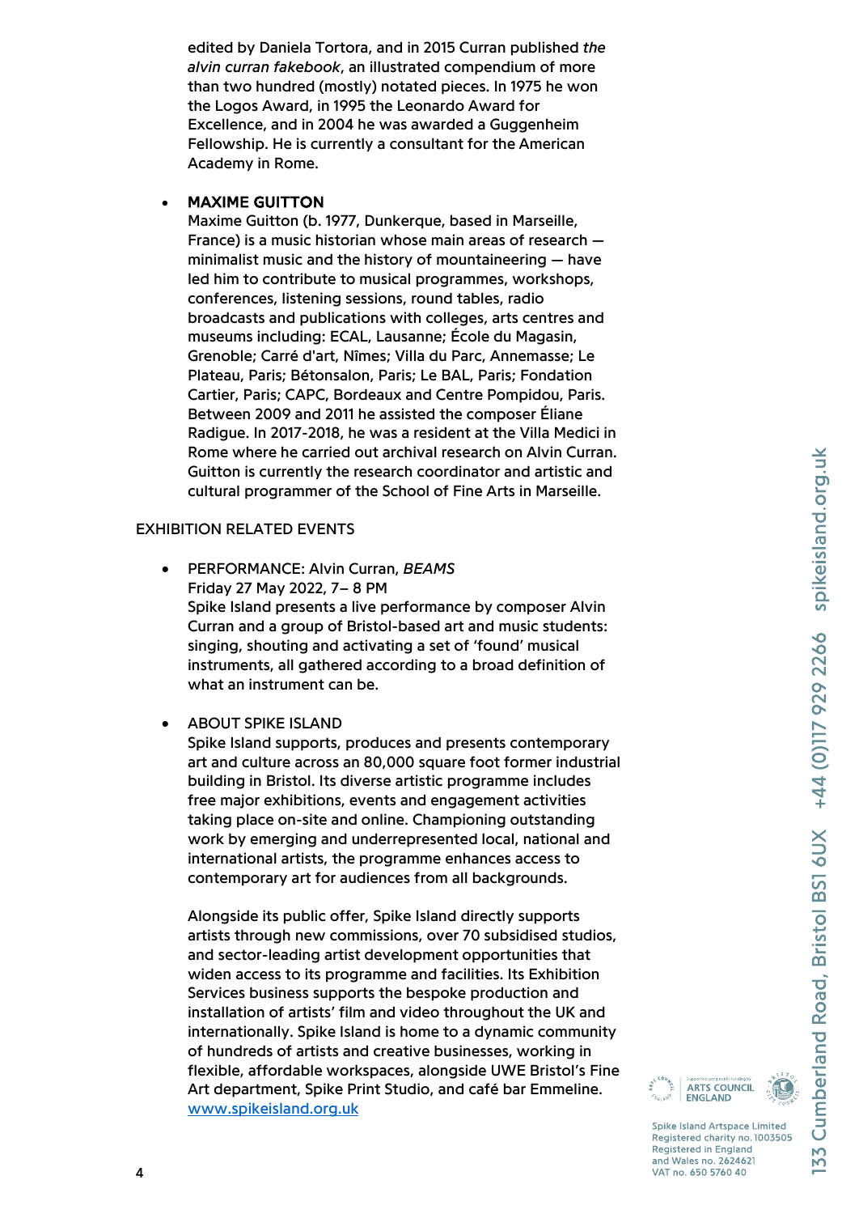edited by Daniela Tortora, and in 2015 Curran published *the alvin curran fakebook*, an illustrated compendium of more than two hundred (mostly) notated pieces. In 1975 he won the Logos Award, in 1995 the Leonardo Award for Excellence, and in 2004 he was awarded a Guggenheim Fellowship. He is currently a consultant for the American Academy in Rome.

- **MAXIME GUITTON**
  Maxime Guitton (b. 1977, Dunkerque, based in Marseille, France) is a music historian whose main areas of research — minimalist music and the history of mountaineering — have led him to contribute to musical programmes, workshops, conferences, listening sessions, round tables, radio broadcasts and publications with colleges, arts centres and museums including: ECAL, Lausanne; École du Magasin, Grenoble; Carré d'art, Nîmes; Villa du Parc, Annemasse; Le Plateau, Paris; Bétonsalon, Paris; Le BAL, Paris; Fondation Cartier, Paris; CAPC, Bordeaux and Centre Pompidou, Paris. Between 2009 and 2011 he assisted the composer Éliane Radigue. In 2017-2018, he was a resident at the Villa Medici in Rome where he carried out archival research on Alvin Curran. Guitton is currently the research coordinator and artistic and cultural programmer of the School of Fine Arts in Marseille.

EXHIBITION RELATED EVENTS

- PERFORMANCE: Alvin Curran, *BEAMS*
  Friday 27 May 2022, 7– 8 PM
  Spike Island presents a live performance by composer Alvin Curran and a group of Bristol-based art and music students: singing, shouting and activating a set of 'found' musical instruments, all gathered according to a broad definition of what an instrument can be.

- ABOUT SPIKE ISLAND
  Spike Island supports, produces and presents contemporary art and culture across an 80,000 square foot former industrial building in Bristol. Its diverse artistic programme includes free major exhibitions, events and engagement activities taking place on-site and online. Championing outstanding work by emerging and underrepresented local, national and international artists, the programme enhances access to contemporary art for audiences from all backgrounds.

  Alongside its public offer, Spike Island directly supports artists through new commissions, over 70 subsidised studios, and sector-leading artist development opportunities that widen access to its programme and facilities. Its Exhibition Services business supports the bespoke production and installation of artists' film and video throughout the UK and internationally. Spike Island is home to a dynamic community of hundreds of artists and creative businesses, working in flexible, affordable workspaces, alongside UWE Bristol's Fine Art department, Spike Print Studio, and café bar Emmeline.
  www.spikeisland.org.uk

Spike Island Artspace Limited
Registered charity no. 1003505
Registered in England and Wales no. 2624621
VAT no. 650 5760 40

133 Cumberland Road, Bristol BS1 6UX +44 (0)117 929 2266 spikeisland.org.uk